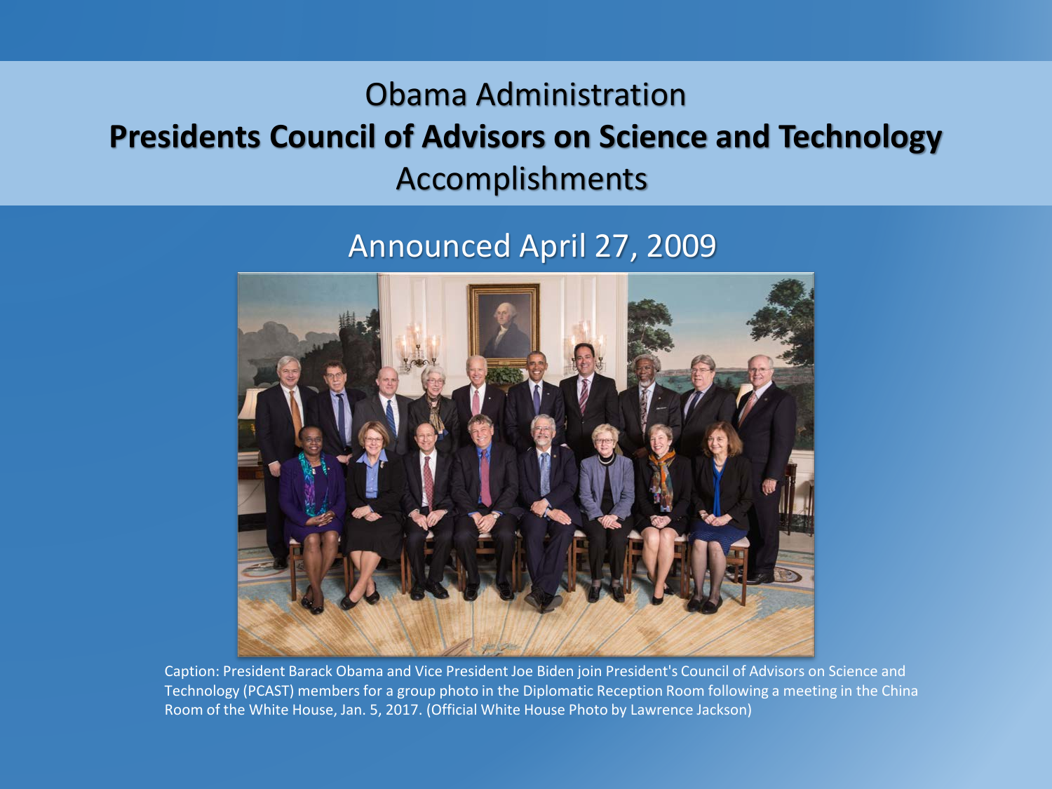# Obama Administration

# **Presidents Council of Advisors on Science and Technology**

# Accomplishments

## Announced April 27, 2009

Caption: President Barack Obama and Vice President Joe Biden join President's Council of Advisors on Science and Technology (PCAST) members for a group photo in the Diplomatic Reception Room following a meeting in the China Room of the White House, Jan. 5, 2017. (Official White House Photo by Lawrence Jackson)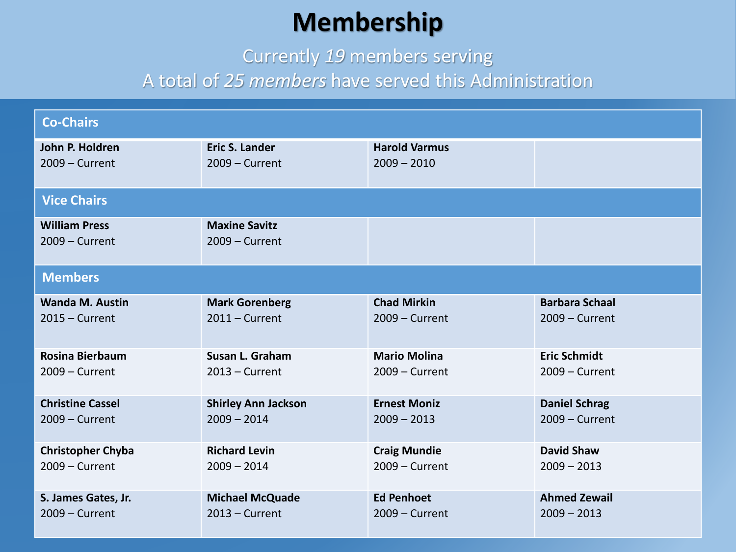# Membership

Currently *19* members serving

A total of *25 members* have served this Administration

| Co-Chairs | | | |
|---|---|---|---|
| **John P. Holdren**<br>2009 – Current | **Eric S. Lander**<br>2009 – Current | **Harold Varmus**<br>2009 – 2010 | |
| **Vice Chairs** | | | |
| **William Press**<br>2009 – Current | **Maxine Savitz**<br>2009 – Current | | |
| **Members** | | | |
| **Wanda M. Austin**<br>2015 – Current | **Mark Gorenberg**<br>2011 – Current | **Chad Mirkin**<br>2009 – Current | **Barbara Schaal**<br>2009 – Current |
| **Rosina Bierbaum**<br>2009 – Current | **Susan L. Graham**<br>2013 – Current | **Mario Molina**<br>2009 – Current | **Eric Schmidt**<br>2009 – Current |
| **Christine Cassel**<br>2009 – Current | **Shirley Ann Jackson**<br>2009 – 2014 | **Ernest Moniz**<br>2009 – 2013 | **Daniel Schrag**<br>2009 – Current |
| **Christopher Chyba**<br>2009 – Current | **Richard Levin**<br>2009 – 2014 | **Craig Mundie**<br>2009 – Current | **David Shaw**<br>2009 – 2013 |
| **S. James Gates, Jr.**<br>2009 – Current | **Michael McQuade**<br>2013 – Current | **Ed Penhoet**<br>2009 – Current | **Ahmed Zewail**<br>2009 – 2013 |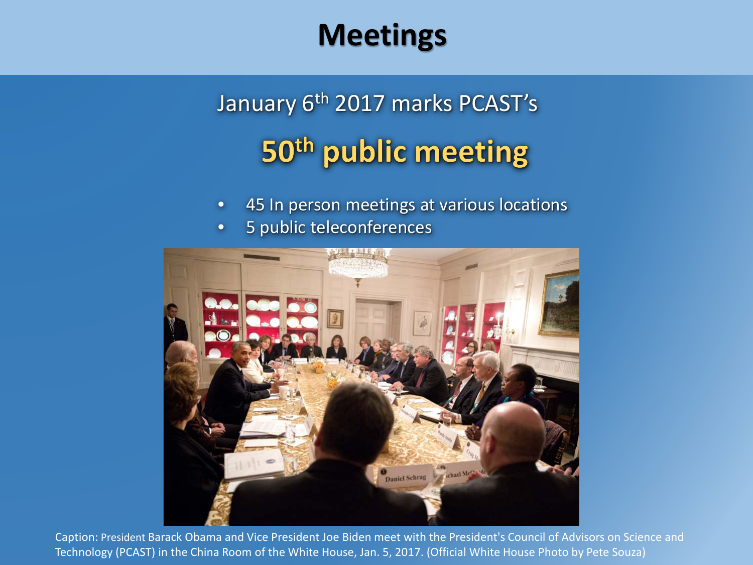# Meetings

January 6th 2017 marks PCAST's

## 50th public meeting

- 45 In person meetings at various locations
- 5 public teleconferences

Caption: President Barack Obama and Vice President Joe Biden meet with the President's Council of Advisors on Science and Technology (PCAST) in the China Room of the White House, Jan. 5, 2017. (Official White House Photo by Pete Souza)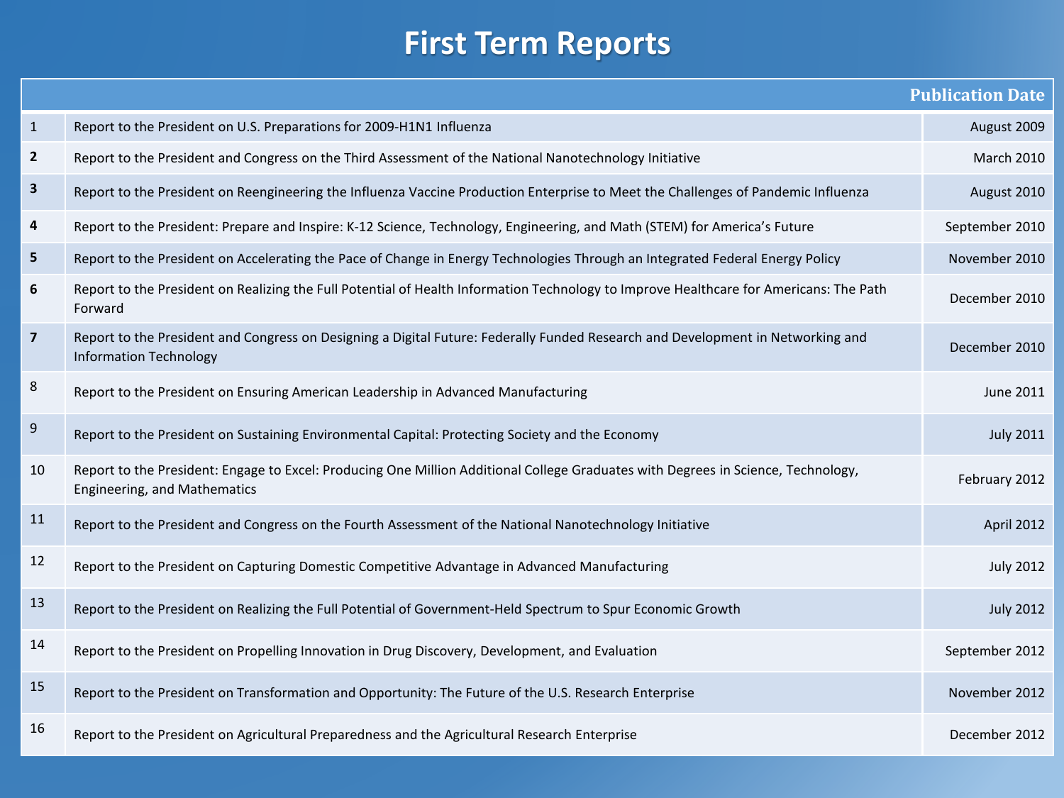# First Term Reports

| | | Publication Date |
|---|---|---|
| 1 | Report to the President on U.S. Preparations for 2009-H1N1 Influenza | August 2009 |
| 2 | Report to the President and Congress on the Third Assessment of the National Nanotechnology Initiative | March 2010 |
| 3 | Report to the President on Reengineering the Influenza Vaccine Production Enterprise to Meet the Challenges of Pandemic Influenza | August 2010 |
| 4 | Report to the President: Prepare and Inspire: K-12 Science, Technology, Engineering, and Math (STEM) for America's Future | September 2010 |
| 5 | Report to the President on Accelerating the Pace of Change in Energy Technologies Through an Integrated Federal Energy Policy | November 2010 |
| 6 | Report to the President on Realizing the Full Potential of Health Information Technology to Improve Healthcare for Americans: The Path Forward | December 2010 |
| 7 | Report to the President and Congress on Designing a Digital Future: Federally Funded Research and Development in Networking and Information Technology | December 2010 |
| 8 | Report to the President on Ensuring American Leadership in Advanced Manufacturing | June 2011 |
| 9 | Report to the President on Sustaining Environmental Capital: Protecting Society and the Economy | July 2011 |
| 10 | Report to the President: Engage to Excel: Producing One Million Additional College Graduates with Degrees in Science, Technology, Engineering, and Mathematics | February 2012 |
| 11 | Report to the President and Congress on the Fourth Assessment of the National Nanotechnology Initiative | April 2012 |
| 12 | Report to the President on Capturing Domestic Competitive Advantage in Advanced Manufacturing | July 2012 |
| 13 | Report to the President on Realizing the Full Potential of Government-Held Spectrum to Spur Economic Growth | July 2012 |
| 14 | Report to the President on Propelling Innovation in Drug Discovery, Development, and Evaluation | September 2012 |
| 15 | Report to the President on Transformation and Opportunity: The Future of the U.S. Research Enterprise | November 2012 |
| 16 | Report to the President on Agricultural Preparedness and the Agricultural Research Enterprise | December 2012 |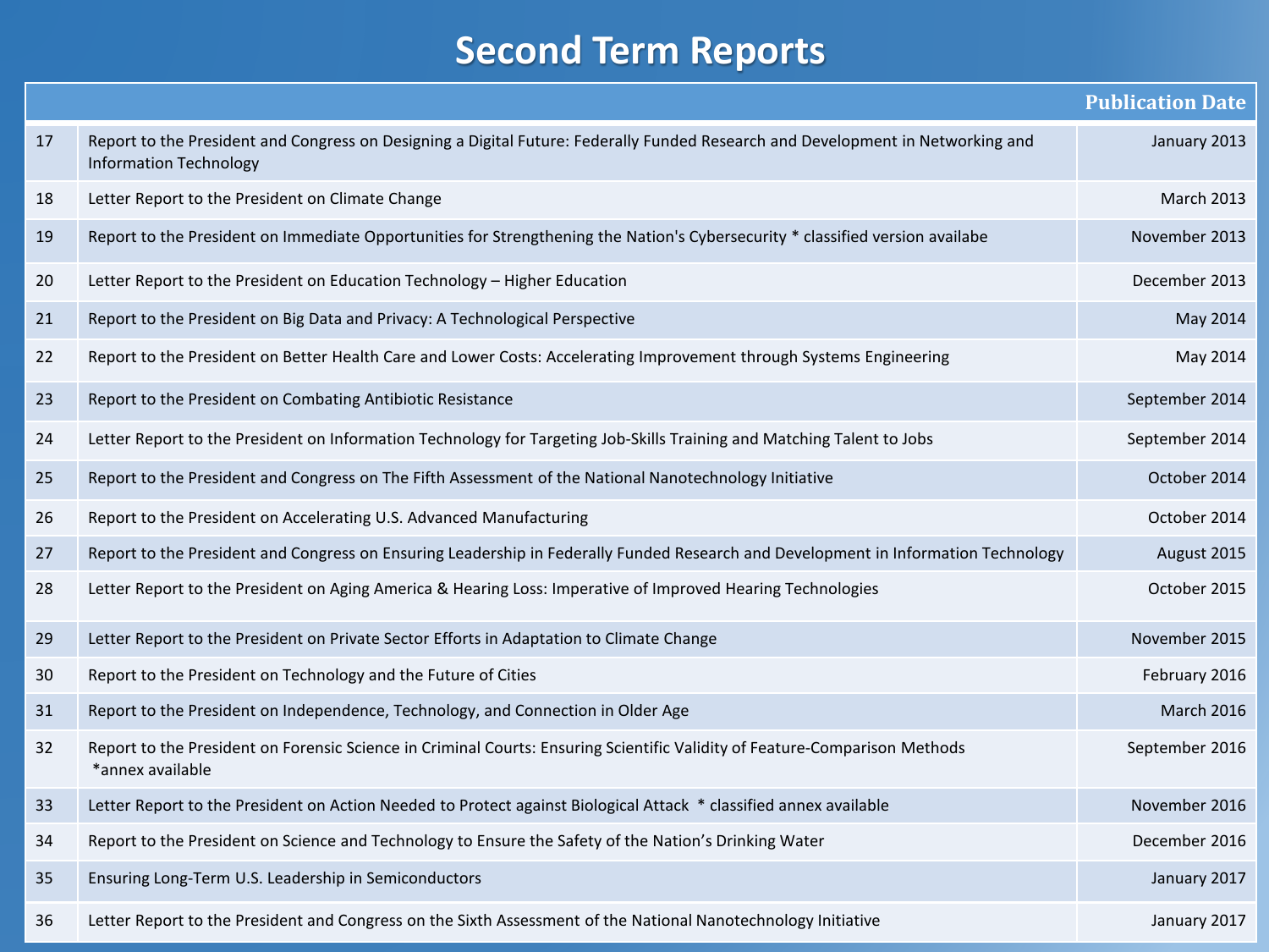# Second Term Reports

| | | Publication Date |
|---|---|---|
| 17 | Report to the President and Congress on Designing a Digital Future: Federally Funded Research and Development in Networking and Information Technology | January 2013 |
| 18 | Letter Report to the President on Climate Change | March 2013 |
| 19 | Report to the President on Immediate Opportunities for Strengthening the Nation's Cybersecurity * classified version availabe | November 2013 |
| 20 | Letter Report to the President on Education Technology – Higher Education | December 2013 |
| 21 | Report to the President on Big Data and Privacy: A Technological Perspective | May 2014 |
| 22 | Report to the President on Better Health Care and Lower Costs: Accelerating Improvement through Systems Engineering | May 2014 |
| 23 | Report to the President on Combating Antibiotic Resistance | September 2014 |
| 24 | Letter Report to the President on Information Technology for Targeting Job-Skills Training and Matching Talent to Jobs | September 2014 |
| 25 | Report to the President and Congress on The Fifth Assessment of the National Nanotechnology Initiative | October 2014 |
| 26 | Report to the President on Accelerating U.S. Advanced Manufacturing | October 2014 |
| 27 | Report to the President and Congress on Ensuring Leadership in Federally Funded Research and Development in Information Technology | August 2015 |
| 28 | Letter Report to the President on Aging America & Hearing Loss: Imperative of Improved Hearing Technologies | October 2015 |
| 29 | Letter Report to the President on Private Sector Efforts in Adaptation to Climate Change | November 2015 |
| 30 | Report to the President on Technology and the Future of Cities | February 2016 |
| 31 | Report to the President on Independence, Technology, and Connection in Older Age | March 2016 |
| 32 | Report to the President on Forensic Science in Criminal Courts: Ensuring Scientific Validity of Feature-Comparison Methods *annex available | September 2016 |
| 33 | Letter Report to the President on Action Needed to Protect against Biological Attack * classified annex available | November 2016 |
| 34 | Report to the President on Science and Technology to Ensure the Safety of the Nation's Drinking Water | December 2016 |
| 35 | Ensuring Long-Term U.S. Leadership in Semiconductors | January 2017 |
| 36 | Letter Report to the President and Congress on the Sixth Assessment of the National Nanotechnology Initiative | January 2017 |